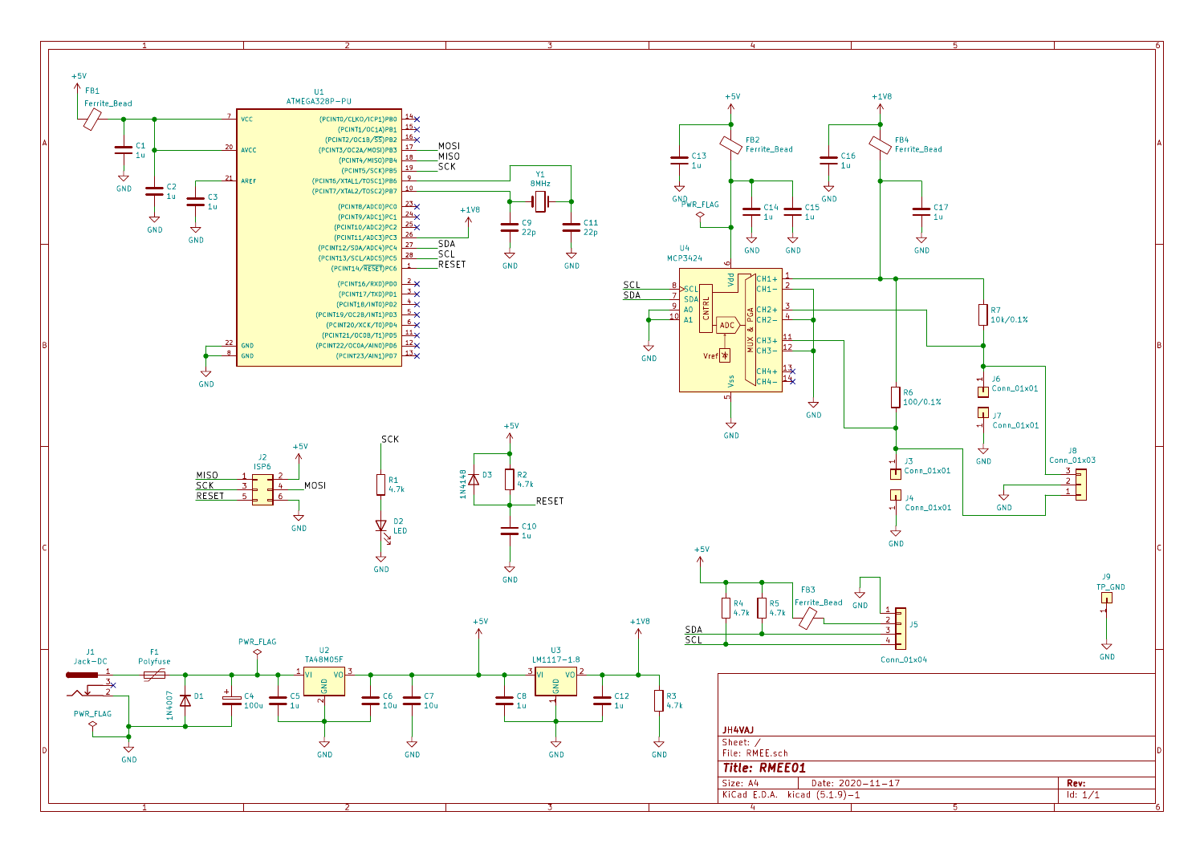| | |
|---|---|
| JH4VAJ | |
| Sheet: / | |
| File: RMEE.sch | |
| **Title: RMEE01** | |
| Size: A4 | Date: 2020-11-17 | Rev: |
| KiCad E.D.A. kicad (5.1.9)-1 | Id: 1/1 |

U1 ATMEGA328P-PU

U2 TA48M05F

U3 LM1117-1.8

U4 MCP3424

Y1 8MHz

FB1, FB2, FB3, FB4 Ferrite_Bead

F1 Polyfuse

J1 Jack-DC

J2 ISP6

J3, J4, J6, J7 Conn_01x01

J5 Conn_01x04

J8 Conn_01x03

J9 TP_GND

D1 1N4007

D2 LED

D3 1N4148

R1 4.7k, R2 4.7k, R3 4.7k, R4 4.7k, R5 4.7k, R6 100/0.1%, R7 10k/0.1%

C1 1u, C2 1u, C3 1u, C4 100u, C5 1u, C6 10u, C7 10u, C8 1u, C9 22p, C10 1u, C11 22p, C12 1u, C13 1u, C14 1u, C15 1u, C16 1u, C17 1u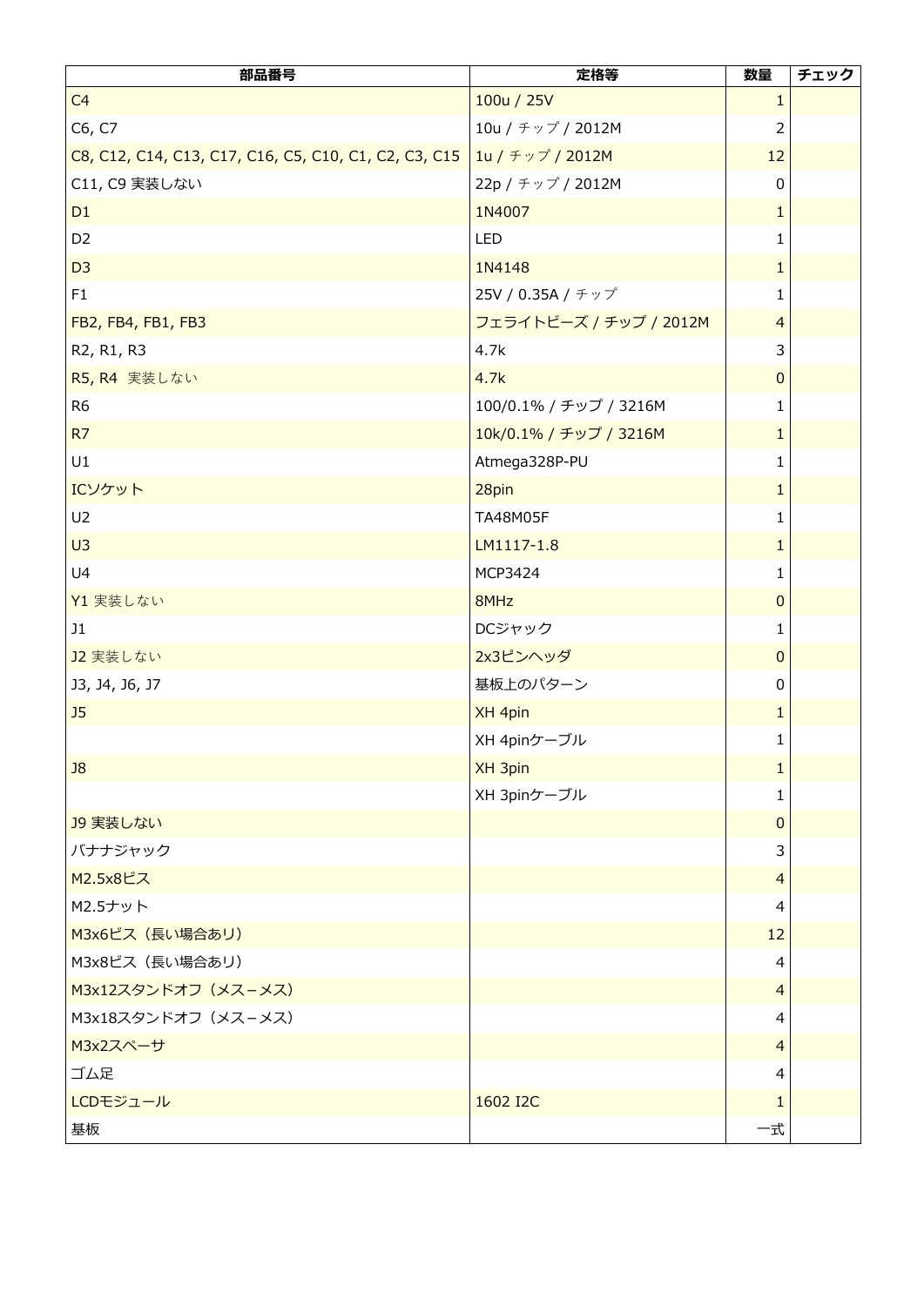| 部品番号 | 定格等 | 数量 | チェック |
|---|---|---|---|
| C4 | 100u / 25V | 1 | |
| C6, C7 | 10u / チップ / 2012M | 2 | |
| C8, C12, C14, C13, C17, C16, C5, C10, C1, C2, C3, C15 | 1u / チップ / 2012M | 12 | |
| C11, C9 実装しない | 22p / チップ / 2012M | 0 | |
| D1 | 1N4007 | 1 | |
| D2 | LED | 1 | |
| D3 | 1N4148 | 1 | |
| F1 | 25V / 0.35A / チップ | 1 | |
| FB2, FB4, FB1, FB3 | フェライトビーズ / チップ / 2012M | 4 | |
| R2, R1, R3 | 4.7k | 3 | |
| R5, R4 実装しない | 4.7k | 0 | |
| R6 | 100/0.1% / チップ / 3216M | 1 | |
| R7 | 10k/0.1% / チップ / 3216M | 1 | |
| U1 | Atmega328P-PU | 1 | |
| ICソケット | 28pin | 1 | |
| U2 | TA48M05F | 1 | |
| U3 | LM1117-1.8 | 1 | |
| U4 | MCP3424 | 1 | |
| Y1 実装しない | 8MHz | 0 | |
| J1 | DCジャック | 1 | |
| J2 実装しない | 2x3ピンヘッダ | 0 | |
| J3, J4, J6, J7 | 基板上のパターン | 0 | |
| J5 | XH 4pin | 1 | |
| | XH 4pinケーブル | 1 | |
| J8 | XH 3pin | 1 | |
| | XH 3pinケーブル | 1 | |
| J9 実装しない | | 0 | |
| バナナジャック | | 3 | |
| M2.5x8ビス | | 4 | |
| M2.5ナット | | 4 | |
| M3x6ビス（長い場合あり） | | 12 | |
| M3x8ビス（長い場合あり） | | 4 | |
| M3x12スタンドオフ（メス−メス） | | 4 | |
| M3x18スタンドオフ（メス−メス） | | 4 | |
| M3x2スペーサ | | 4 | |
| ゴム足 | | 4 | |
| LCDモジュール | 1602 I2C | 1 | |
| 基板 | | 一式 | |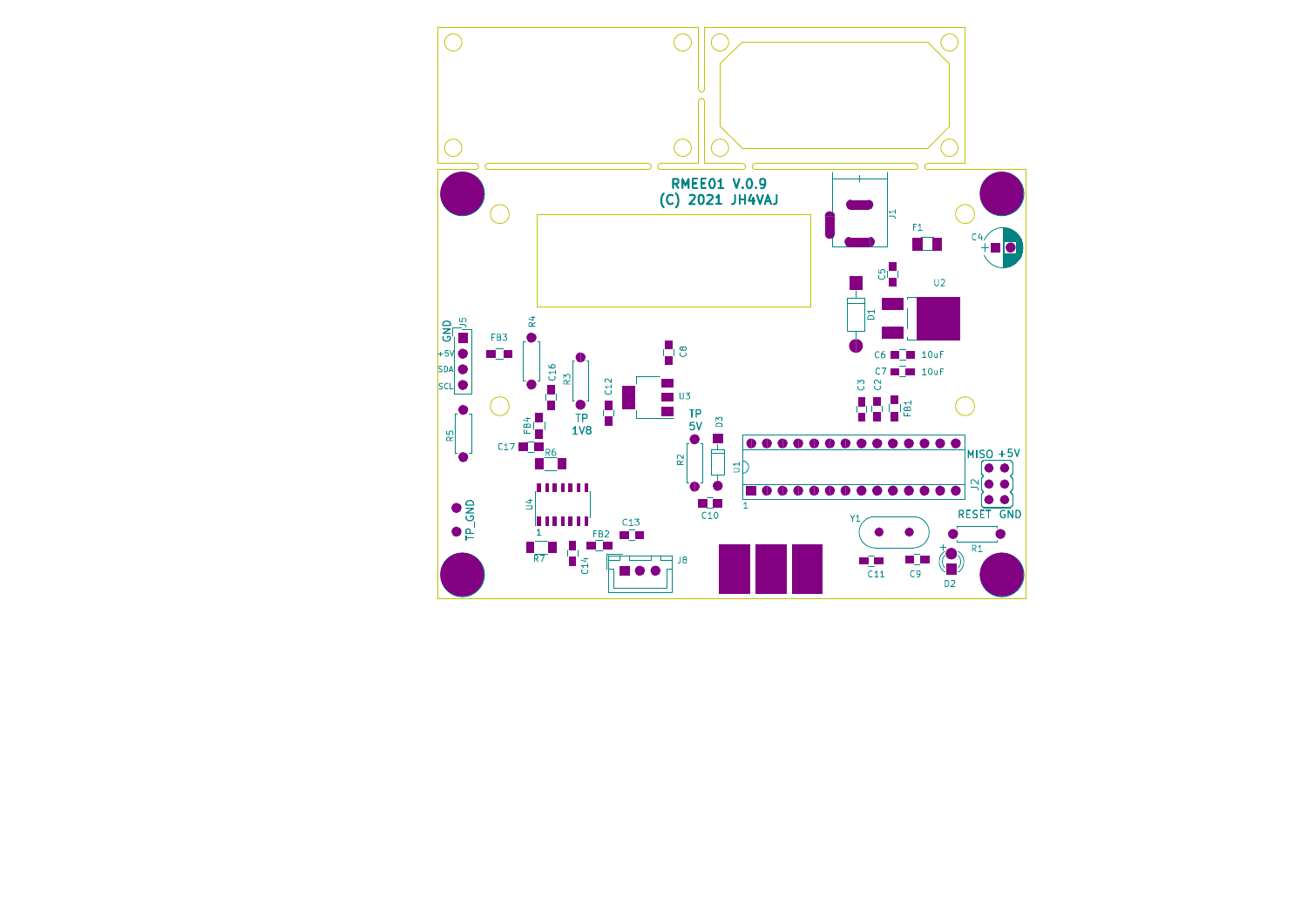RMEE01 V.0.9
(C) 2021 JH4VAJ

J1 F1 C4 C5 U2 D1 C6 10uF C7 10uF C3 C2 FB1

GND J5 +5V SDA SCL FB3 R4 C16 R3 C12 C8 U3 TP 1V8 TP 5V D3 R2 U1 MISO +5V J2 RESET GND

R5 FB4 C17 R6 U4 1 R7 C14 FB2 C13 J8 C10 Y1 C11 C9 R1 D2 TP_GND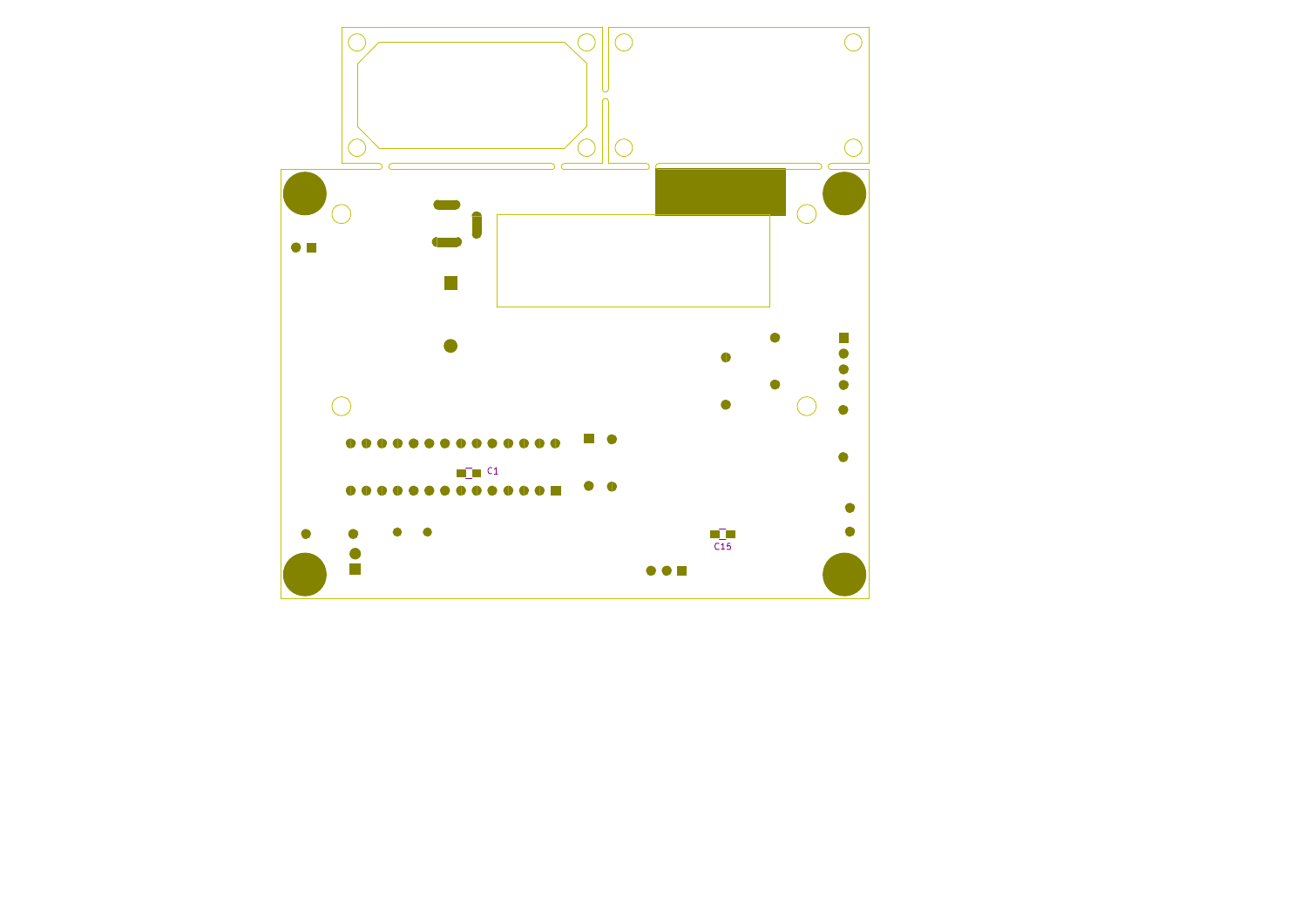C1

C15